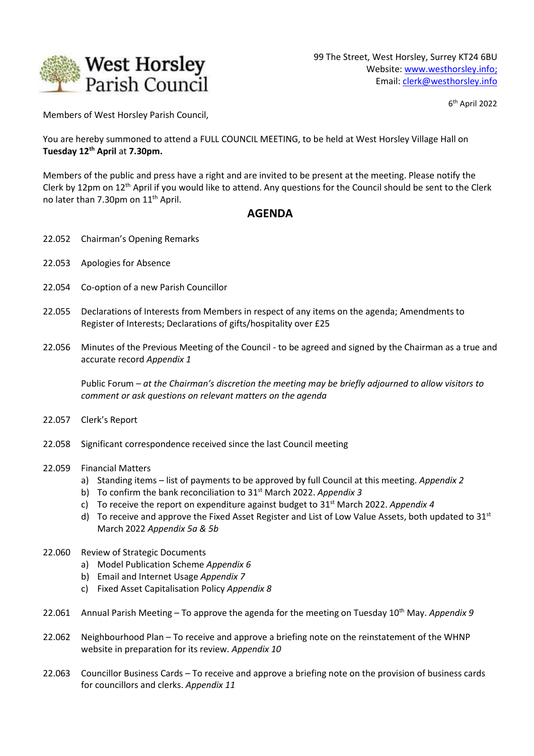# West Horsley Parish Council

99 The Street, West Horsley, Surrey KT24 6BU
Website: www.westhorsley.info;
Email: clerk@westhorsley.info

6th April 2022

Members of West Horsley Parish Council,

You are hereby summoned to attend a FULL COUNCIL MEETING, to be held at West Horsley Village Hall on **Tuesday 12th April** at **7.30pm.**

Members of the public and press have a right and are invited to be present at the meeting. Please notify the Clerk by 12pm on 12th April if you would like to attend. Any questions for the Council should be sent to the Clerk no later than 7.30pm on 11th April.

## AGENDA

22.052 Chairman's Opening Remarks

22.053 Apologies for Absence

22.054 Co-option of a new Parish Councillor

22.055 Declarations of Interests from Members in respect of any items on the agenda; Amendments to Register of Interests; Declarations of gifts/hospitality over £25

22.056 Minutes of the Previous Meeting of the Council - to be agreed and signed by the Chairman as a true and accurate record *Appendix 1*

Public Forum – *at the Chairman's discretion the meeting may be briefly adjourned to allow visitors to comment or ask questions on relevant matters on the agenda*

22.057 Clerk's Report

22.058 Significant correspondence received since the last Council meeting

22.059 Financial Matters

a) Standing items – list of payments to be approved by full Council at this meeting. *Appendix 2*
b) To confirm the bank reconciliation to 31st March 2022. *Appendix 3*
c) To receive the report on expenditure against budget to 31st March 2022. *Appendix 4*
d) To receive and approve the Fixed Asset Register and List of Low Value Assets, both updated to 31st March 2022 *Appendix 5a & 5b*

22.060 Review of Strategic Documents

a) Model Publication Scheme *Appendix 6*
b) Email and Internet Usage *Appendix 7*
c) Fixed Asset Capitalisation Policy *Appendix 8*

22.061 Annual Parish Meeting – To approve the agenda for the meeting on Tuesday 10th May. *Appendix 9*

22.062 Neighbourhood Plan – To receive and approve a briefing note on the reinstatement of the WHNP website in preparation for its review. *Appendix 10*

22.063 Councillor Business Cards – To receive and approve a briefing note on the provision of business cards for councillors and clerks. *Appendix 11*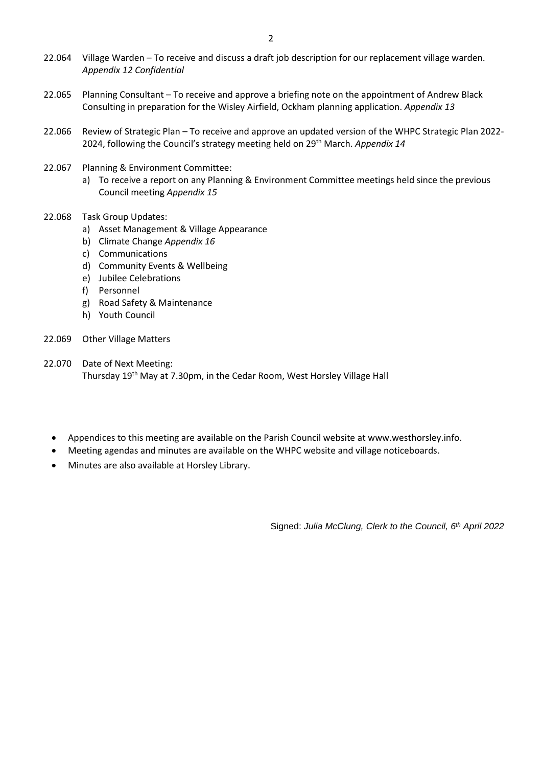22.064 Village Warden – To receive and discuss a draft job description for our replacement village warden. *Appendix 12 Confidential*

22.065 Planning Consultant – To receive and approve a briefing note on the appointment of Andrew Black Consulting in preparation for the Wisley Airfield, Ockham planning application. *Appendix 13*

22.066 Review of Strategic Plan – To receive and approve an updated version of the WHPC Strategic Plan 2022-2024, following the Council's strategy meeting held on 29th March. *Appendix 14*

22.067 Planning & Environment Committee:

a) To receive a report on any Planning & Environment Committee meetings held since the previous Council meeting *Appendix 15*

22.068 Task Group Updates:

a) Asset Management & Village Appearance
b) Climate Change *Appendix 16*
c) Communications
d) Community Events & Wellbeing
e) Jubilee Celebrations
f) Personnel
g) Road Safety & Maintenance
h) Youth Council

22.069 Other Village Matters

22.070 Date of Next Meeting:
Thursday 19th May at 7.30pm, in the Cedar Room, West Horsley Village Hall

- Appendices to this meeting are available on the Parish Council website at www.westhorsley.info.
- Meeting agendas and minutes are available on the WHPC website and village noticeboards.
- Minutes are also available at Horsley Library.

Signed: *Julia McClung, Clerk to the Council, 6th April 2022*